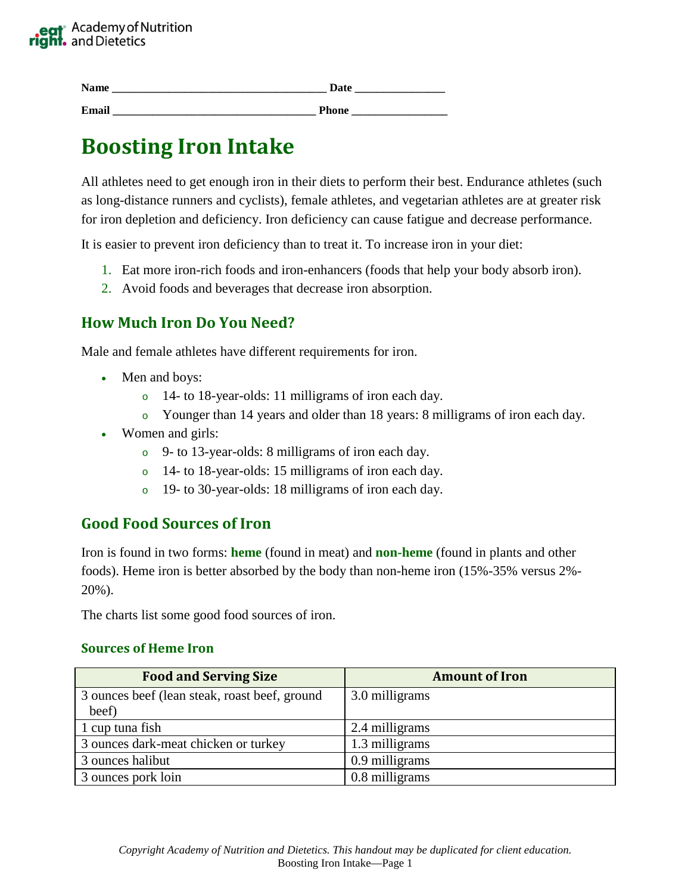Academy of Nutrition and Dietetics

**Name** ______________________________________ **Date** ________________

**Email** ____________________________________ **Phone** _________________

# Boosting Iron Intake

All athletes need to get enough iron in their diets to perform their best. Endurance athletes (such as long-distance runners and cyclists), female athletes, and vegetarian athletes are at greater risk for iron depletion and deficiency. Iron deficiency can cause fatigue and decrease performance.

It is easier to prevent iron deficiency than to treat it. To increase iron in your diet:

1. Eat more iron-rich foods and iron-enhancers (foods that help your body absorb iron).
2. Avoid foods and beverages that decrease iron absorption.

## How Much Iron Do You Need?

Male and female athletes have different requirements for iron.

- Men and boys:
  - 14- to 18-year-olds: 11 milligrams of iron each day.
  - Younger than 14 years and older than 18 years: 8 milligrams of iron each day.
- Women and girls:
  - 9- to 13-year-olds: 8 milligrams of iron each day.
  - 14- to 18-year-olds: 15 milligrams of iron each day.
  - 19- to 30-year-olds: 18 milligrams of iron each day.

## Good Food Sources of Iron

Iron is found in two forms: **heme** (found in meat) and **non-heme** (found in plants and other foods). Heme iron is better absorbed by the body than non-heme iron (15%-35% versus 2%-20%).

The charts list some good food sources of iron.

### Sources of Heme Iron

| Food and Serving Size | Amount of Iron |
|---|---|
| 3 ounces beef (lean steak, roast beef, ground beef) | 3.0 milligrams |
| 1 cup tuna fish | 2.4 milligrams |
| 3 ounces dark-meat chicken or turkey | 1.3 milligrams |
| 3 ounces halibut | 0.9 milligrams |
| 3 ounces pork loin | 0.8 milligrams |

*Copyright Academy of Nutrition and Dietetics. This handout may be duplicated for client education.*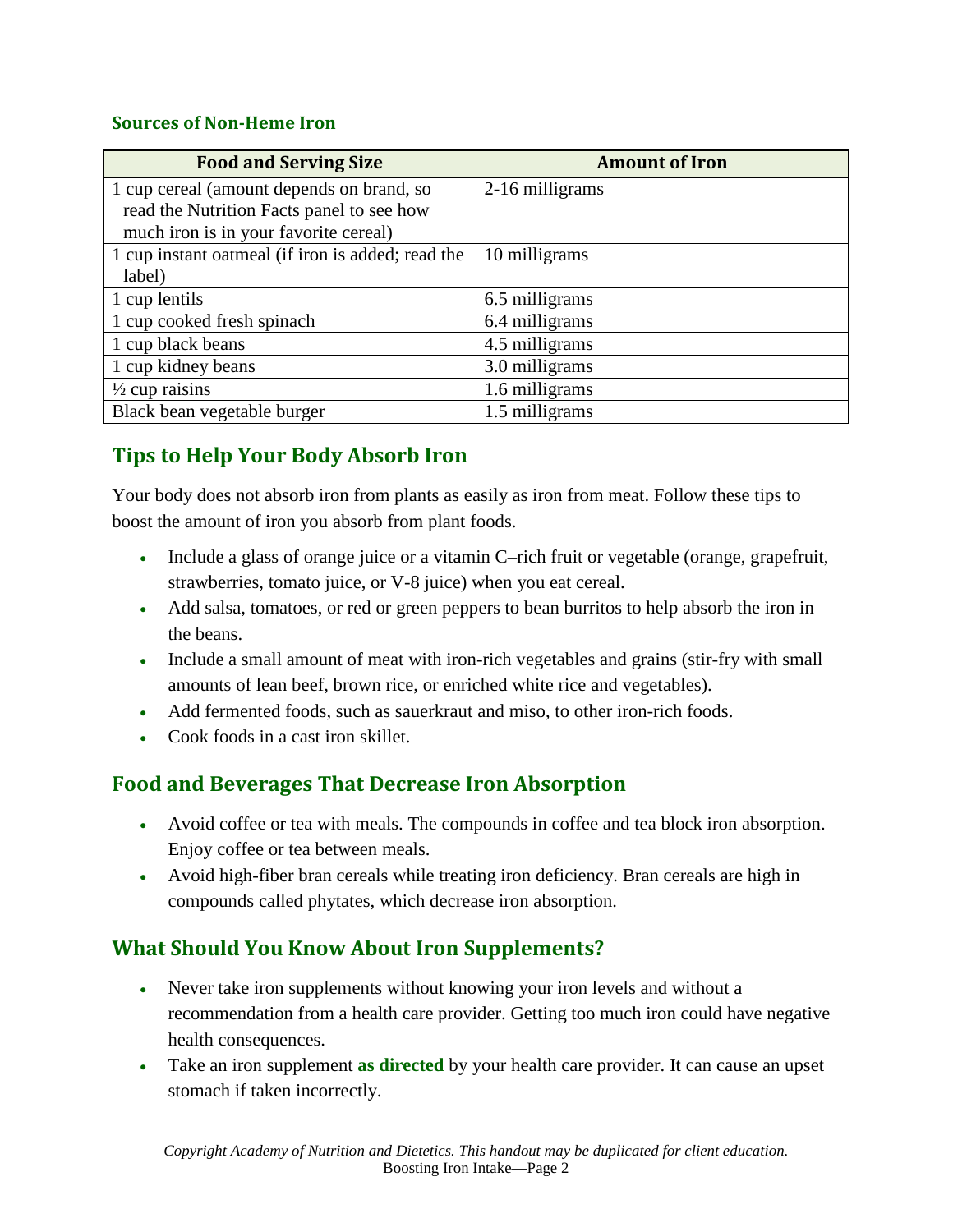### Sources of Non-Heme Iron

| Food and Serving Size | Amount of Iron |
|---|---|
| 1 cup cereal (amount depends on brand, so read the Nutrition Facts panel to see how much iron is in your favorite cereal) | 2-16 milligrams |
| 1 cup instant oatmeal (if iron is added; read the label) | 10 milligrams |
| 1 cup lentils | 6.5 milligrams |
| 1 cup cooked fresh spinach | 6.4 milligrams |
| 1 cup black beans | 4.5 milligrams |
| 1 cup kidney beans | 3.0 milligrams |
| ½ cup raisins | 1.6 milligrams |
| Black bean vegetable burger | 1.5 milligrams |

## Tips to Help Your Body Absorb Iron

Your body does not absorb iron from plants as easily as iron from meat. Follow these tips to boost the amount of iron you absorb from plant foods.

- Include a glass of orange juice or a vitamin C–rich fruit or vegetable (orange, grapefruit, strawberries, tomato juice, or V-8 juice) when you eat cereal.
- Add salsa, tomatoes, or red or green peppers to bean burritos to help absorb the iron in the beans.
- Include a small amount of meat with iron-rich vegetables and grains (stir-fry with small amounts of lean beef, brown rice, or enriched white rice and vegetables).
- Add fermented foods, such as sauerkraut and miso, to other iron-rich foods.
- Cook foods in a cast iron skillet.

## Food and Beverages That Decrease Iron Absorption

- Avoid coffee or tea with meals. The compounds in coffee and tea block iron absorption. Enjoy coffee or tea between meals.
- Avoid high-fiber bran cereals while treating iron deficiency. Bran cereals are high in compounds called phytates, which decrease iron absorption.

## What Should You Know About Iron Supplements?

- Never take iron supplements without knowing your iron levels and without a recommendation from a health care provider. Getting too much iron could have negative health consequences.
- Take an iron supplement **as directed** by your health care provider. It can cause an upset stomach if taken incorrectly.

*Copyright Academy of Nutrition and Dietetics. This handout may be duplicated for client education.*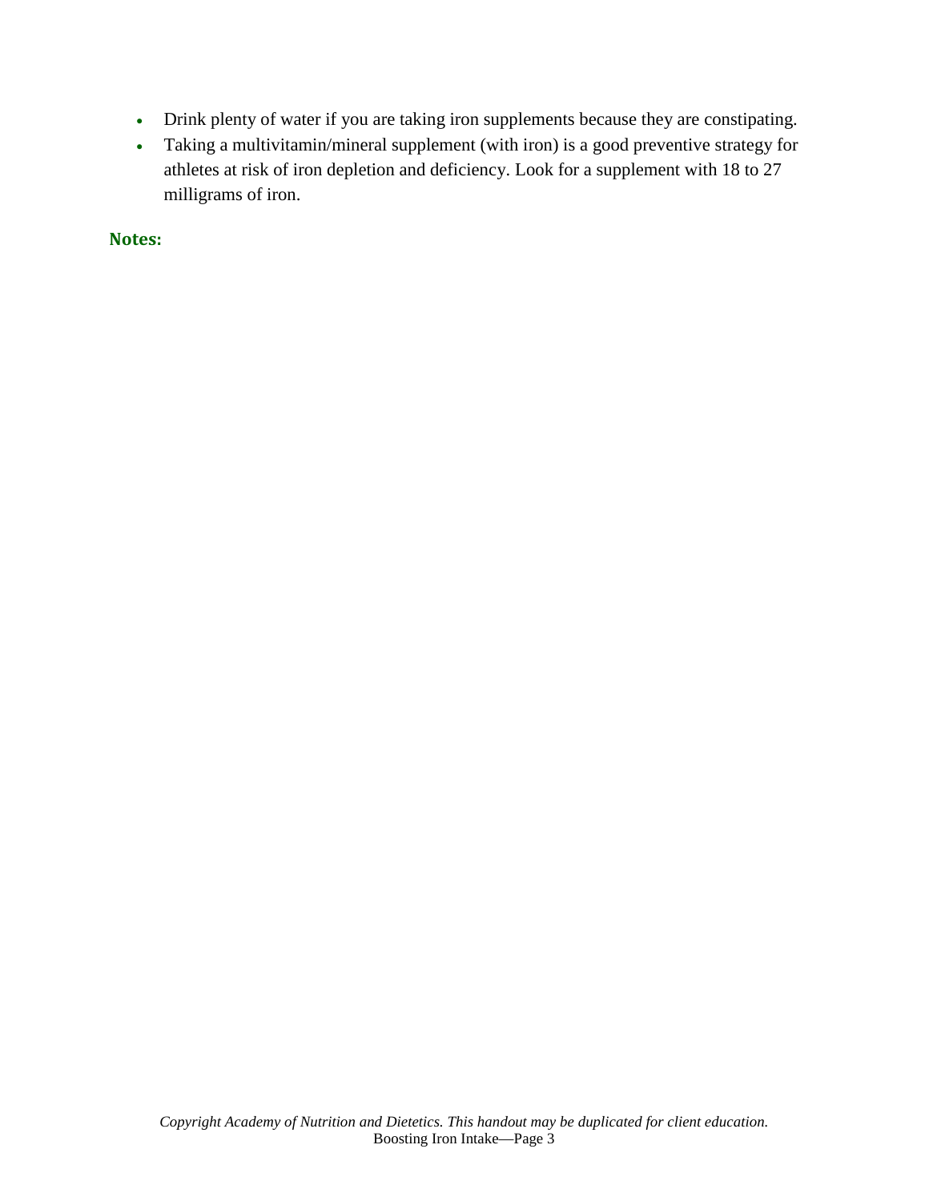- Drink plenty of water if you are taking iron supplements because they are constipating.
- Taking a multivitamin/mineral supplement (with iron) is a good preventive strategy for athletes at risk of iron depletion and deficiency. Look for a supplement with 18 to 27 milligrams of iron.

**Notes:**

*Copyright Academy of Nutrition and Dietetics. This handout may be duplicated for client education.*